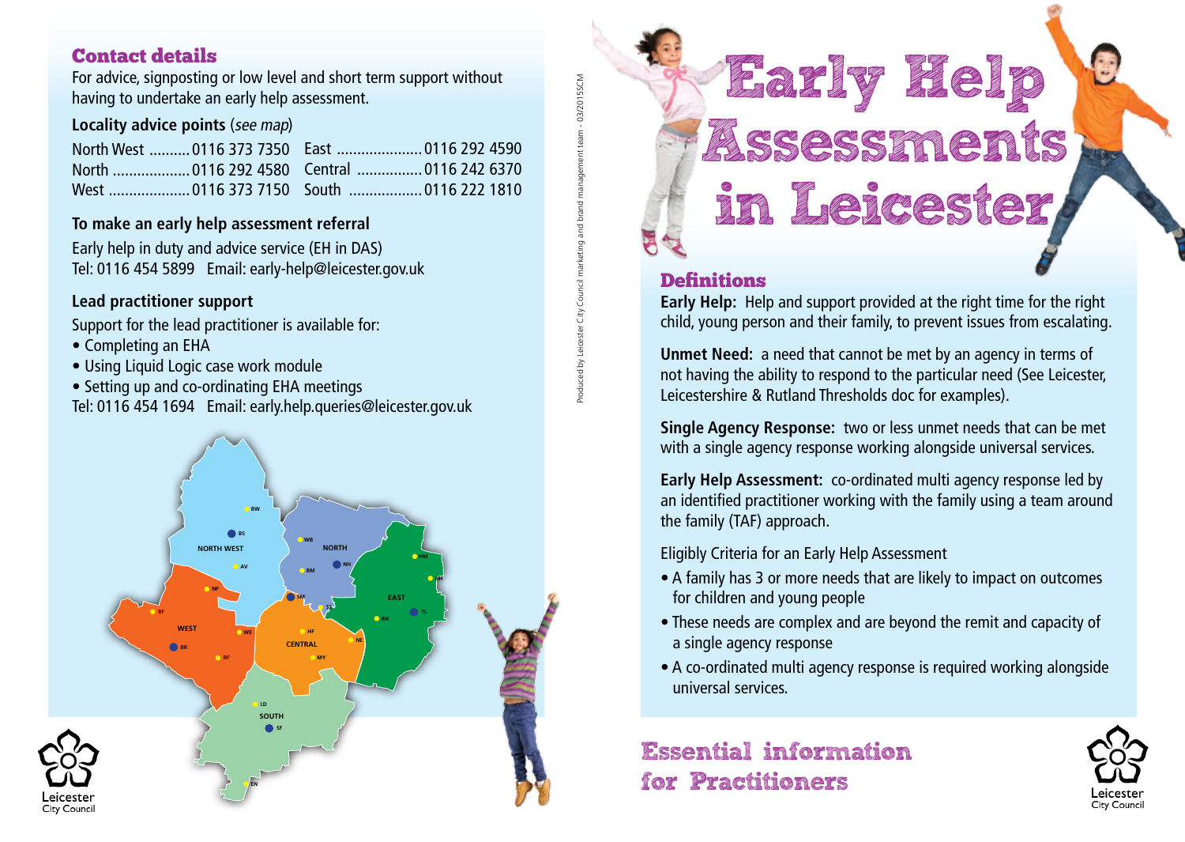## Contact details

For advice, signposting or low level and short term support without having to undertake an early help assessment.

### Locality advice points (*see map*)

| | | | |
|---|---|---|---|
| North West | 0116 373 7350 | East | 0116 292 4590 |
| North | 0116 292 4580 | Central | 0116 242 6370 |
| West | 0116 373 7150 | South | 0116 222 1810 |

### To make an early help assessment referral

Early help in duty and advice service (EH in DAS)
Tel: 0116 454 5899 Email: early-help@leicester.gov.uk

### Lead practitioner support

Support for the lead practitioner is available for:

- Completing an EHA
- Using Liquid Logic case work module
- Setting up and co-ordinating EHA meetings

Tel: 0116 454 1694 Email: early.help.queries@leicester.gov.uk

NORTH WEST, NORTH, WEST, EAST, CENTRAL, SOUTH

Leicester City Council

Produced by Leicester City Council marketing and brand management team - 03/2015SCM

# Early Help Assessments in Leicester

## Definitions

**Early Help:** Help and support provided at the right time for the right child, young person and their family, to prevent issues from escalating.

**Unmet Need:** a need that cannot be met by an agency in terms of not having the ability to respond to the particular need (See Leicester, Leicestershire & Rutland Thresholds doc for examples).

**Single Agency Response:** two or less unmet needs that can be met with a single agency response working alongside universal services.

**Early Help Assessment:** co-ordinated multi agency response led by an identified practitioner working with the family using a team around the family (TAF) approach.

Eligibly Criteria for an Early Help Assessment

- A family has 3 or more needs that are likely to impact on outcomes for children and young people
- These needs are complex and are beyond the remit and capacity of a single agency response
- A co-ordinated multi agency response is required working alongside universal services.

## Essential information for Practitioners

Leicester City Council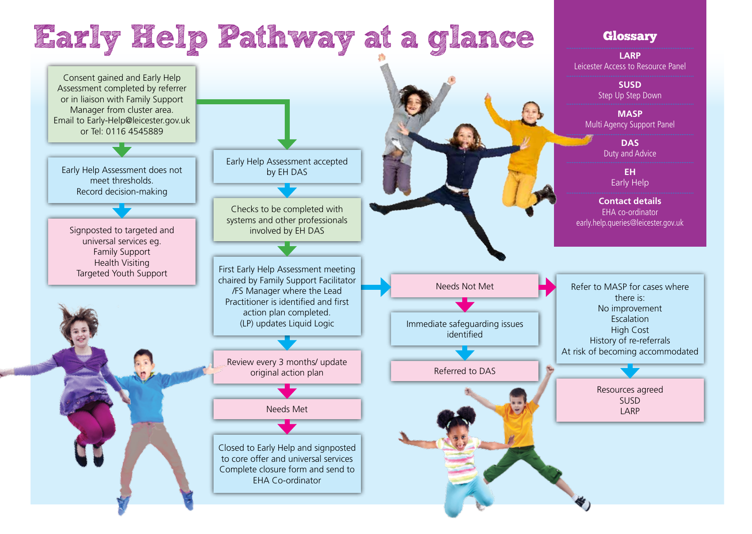# Early Help Pathway at a glance

Consent gained and Early Help Assessment completed by referrer or in liaison with Family Support Manager from cluster area.
Email to Early-Help@leicester.gov.uk or Tel: 0116 4545889

Early Help Assessment does not meet thresholds.
Record decision-making

Signposted to targeted and universal services eg.
Family Support
Health Visiting
Targeted Youth Support

Early Help Assessment accepted by EH DAS

Checks to be completed with systems and other professionals involved by EH DAS

First Early Help Assessment meeting chaired by Family Support Facilitator /FS Manager where the Lead Practitioner is identified and first action plan completed.
(LP) updates Liquid Logic

Review every 3 months/ update original action plan

Needs Met

Closed to Early Help and signposted to core offer and universal services
Complete closure form and send to EHA Co-ordinator

Needs Not Met

Immediate safeguarding issues identified

Referred to DAS

Refer to MASP for cases where there is:
No improvement
Escalation
High Cost
History of re-referrals
At risk of becoming accommodated

Resources agreed
SUSD
LARP

## Glossary

**LARP**
Leicester Access to Resource Panel

**SUSD**
Step Up Step Down

**MASP**
Multi Agency Support Panel

**DAS**
Duty and Advice

**EH**
Early Help

**Contact details**
EHA co-ordinator
early.help.queries@leicester.gov.uk